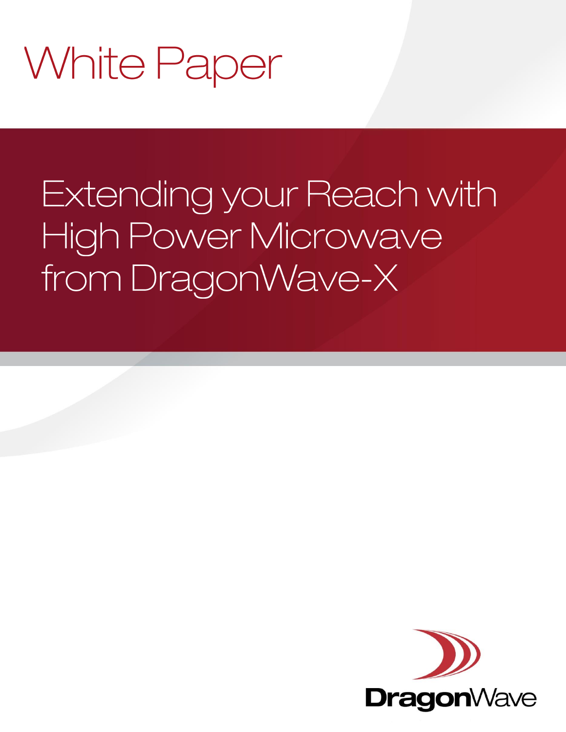White Paper

# Extending your Reach with High Power Microwave from DragonWave-X

DragonWave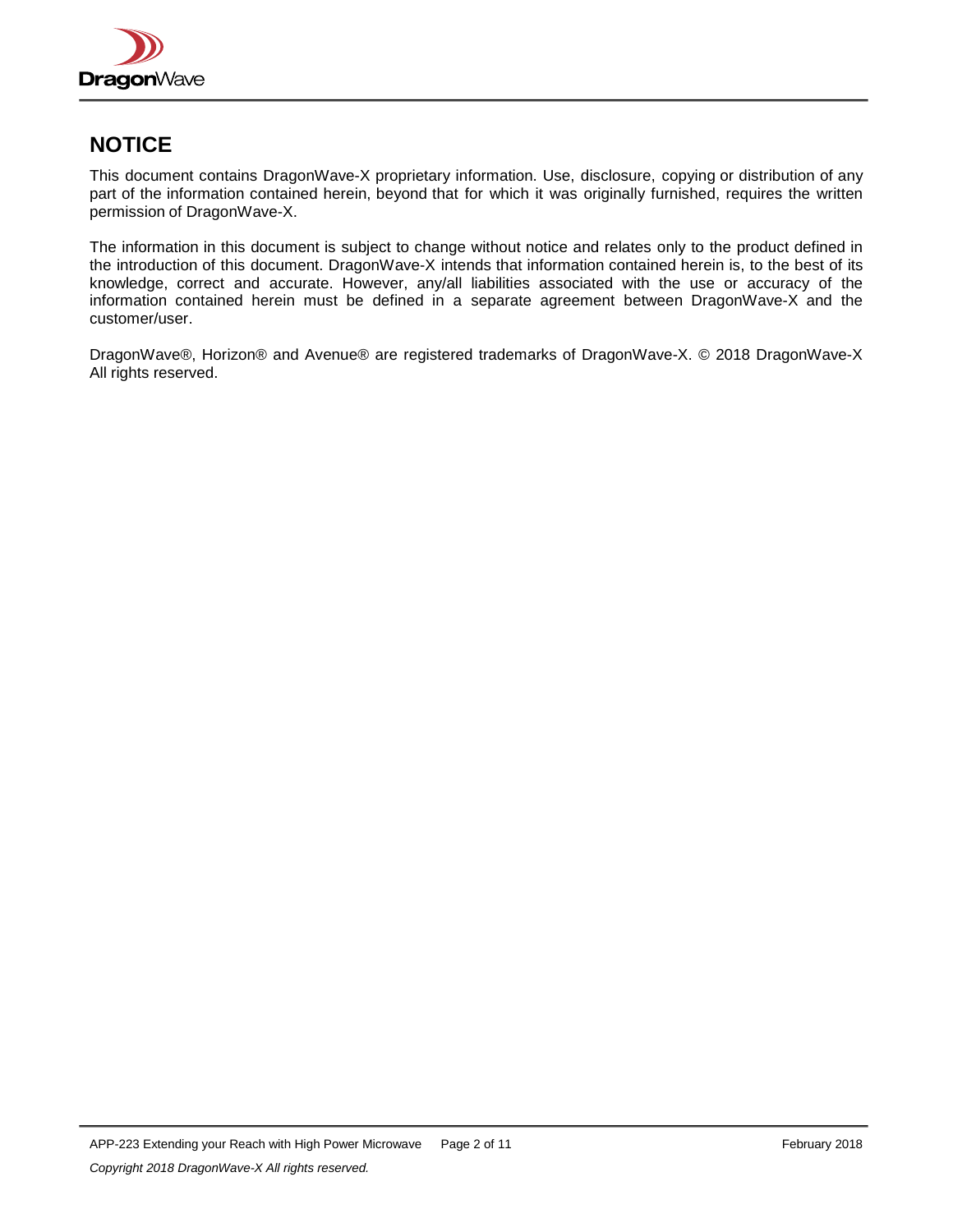## NOTICE

This document contains DragonWave-X proprietary information. Use, disclosure, copying or distribution of any part of the information contained herein, beyond that for which it was originally furnished, requires the written permission of DragonWave-X.

The information in this document is subject to change without notice and relates only to the product defined in the introduction of this document. DragonWave-X intends that information contained herein is, to the best of its knowledge, correct and accurate. However, any/all liabilities associated with the use or accuracy of the information contained herein must be defined in a separate agreement between DragonWave-X and the customer/user.

DragonWave®, Horizon® and Avenue® are registered trademarks of DragonWave-X. © 2018 DragonWave-X All rights reserved.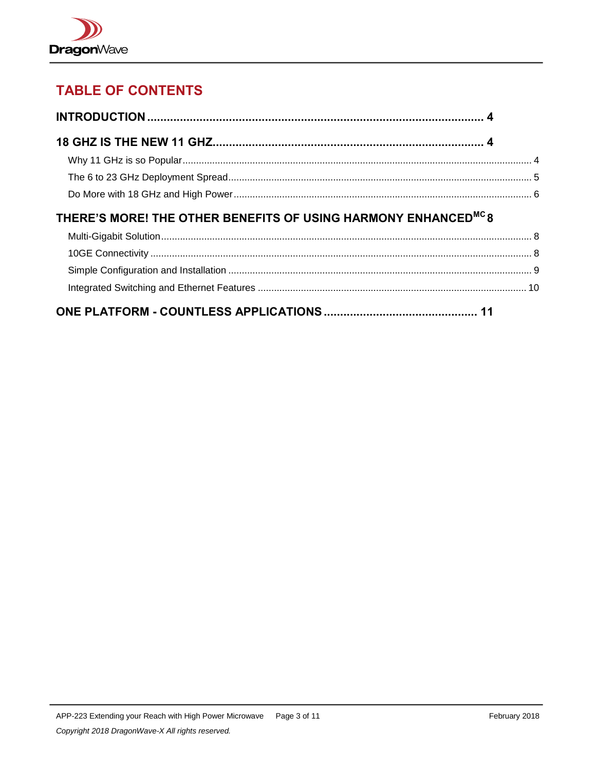# TABLE OF CONTENTS

**INTRODUCTION .......................................................................................... 4**

**18 GHZ IS THE NEW 11 GHZ.................................................................. 4**

Why 11 GHz is so Popular ........................................................................................ 4

The 6 to 23 GHz Deployment Spread ........................................................................ 5

Do More with 18 GHz and High Power ...................................................................... 6

**THERE'S MORE! THE OTHER BENEFITS OF USING HARMONY ENHANCED$^{MC}$ 8**

Multi-Gigabit Solution ................................................................................................ 8

10GE Connectivity .................................................................................................... 8

Simple Configuration and Installation ......................................................................... 9

Integrated Switching and Ethernet Features ............................................................ 10

**ONE PLATFORM - COUNTLESS APPLICATIONS ............................................ 11**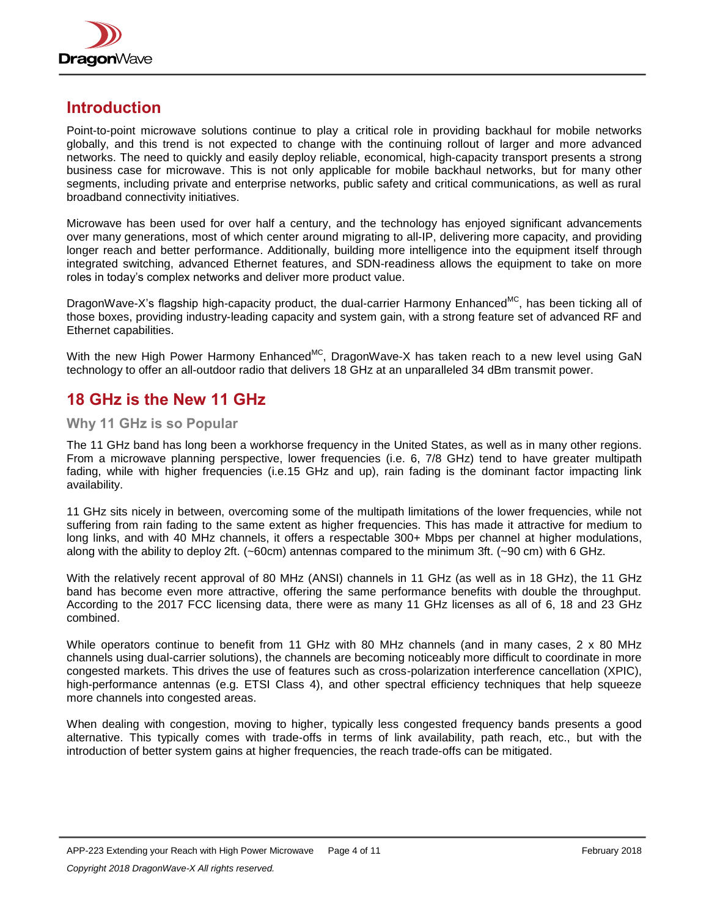## Introduction

Point-to-point microwave solutions continue to play a critical role in providing backhaul for mobile networks globally, and this trend is not expected to change with the continuing rollout of larger and more advanced networks. The need to quickly and easily deploy reliable, economical, high-capacity transport presents a strong business case for microwave. This is not only applicable for mobile backhaul networks, but for many other segments, including private and enterprise networks, public safety and critical communications, as well as rural broadband connectivity initiatives.

Microwave has been used for over half a century, and the technology has enjoyed significant advancements over many generations, most of which center around migrating to all-IP, delivering more capacity, and providing longer reach and better performance. Additionally, building more intelligence into the equipment itself through integrated switching, advanced Ethernet features, and SDN-readiness allows the equipment to take on more roles in today's complex networks and deliver more product value.

DragonWave-X's flagship high-capacity product, the dual-carrier Harmony Enhanced^MC, has been ticking all of those boxes, providing industry-leading capacity and system gain, with a strong feature set of advanced RF and Ethernet capabilities.

With the new High Power Harmony Enhanced^MC, DragonWave-X has taken reach to a new level using GaN technology to offer an all-outdoor radio that delivers 18 GHz at an unparalleled 34 dBm transmit power.

## 18 GHz is the New 11 GHz

### Why 11 GHz is so Popular

The 11 GHz band has long been a workhorse frequency in the United States, as well as in many other regions. From a microwave planning perspective, lower frequencies (i.e. 6, 7/8 GHz) tend to have greater multipath fading, while with higher frequencies (i.e.15 GHz and up), rain fading is the dominant factor impacting link availability.

11 GHz sits nicely in between, overcoming some of the multipath limitations of the lower frequencies, while not suffering from rain fading to the same extent as higher frequencies. This has made it attractive for medium to long links, and with 40 MHz channels, it offers a respectable 300+ Mbps per channel at higher modulations, along with the ability to deploy 2ft. (~60cm) antennas compared to the minimum 3ft. (~90 cm) with 6 GHz.

With the relatively recent approval of 80 MHz (ANSI) channels in 11 GHz (as well as in 18 GHz), the 11 GHz band has become even more attractive, offering the same performance benefits with double the throughput. According to the 2017 FCC licensing data, there were as many 11 GHz licenses as all of 6, 18 and 23 GHz combined.

While operators continue to benefit from 11 GHz with 80 MHz channels (and in many cases, 2 x 80 MHz channels using dual-carrier solutions), the channels are becoming noticeably more difficult to coordinate in more congested markets. This drives the use of features such as cross-polarization interference cancellation (XPIC), high-performance antennas (e.g. ETSI Class 4), and other spectral efficiency techniques that help squeeze more channels into congested areas.

When dealing with congestion, moving to higher, typically less congested frequency bands presents a good alternative. This typically comes with trade-offs in terms of link availability, path reach, etc., but with the introduction of better system gains at higher frequencies, the reach trade-offs can be mitigated.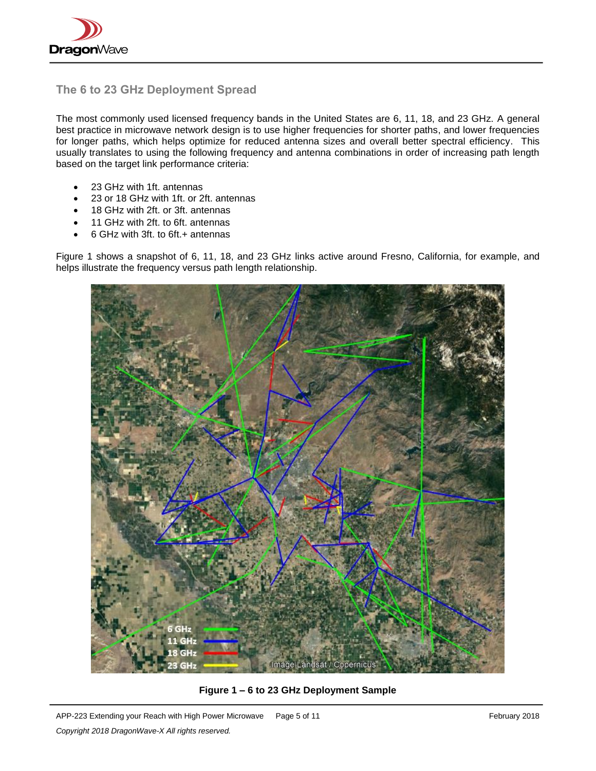## The 6 to 23 GHz Deployment Spread

The most commonly used licensed frequency bands in the United States are 6, 11, 18, and 23 GHz. A general best practice in microwave network design is to use higher frequencies for shorter paths, and lower frequencies for longer paths, which helps optimize for reduced antenna sizes and overall better spectral efficiency. This usually translates to using the following frequency and antenna combinations in order of increasing path length based on the target link performance criteria:

- 23 GHz with 1ft. antennas
- 23 or 18 GHz with 1ft. or 2ft. antennas
- 18 GHz with 2ft. or 3ft. antennas
- 11 GHz with 2ft. to 6ft. antennas
- 6 GHz with 3ft. to 6ft.+ antennas

Figure 1 shows a snapshot of 6, 11, 18, and 23 GHz links active around Fresno, California, for example, and helps illustrate the frequency versus path length relationship.

**Figure 1 – 6 to 23 GHz Deployment Sample**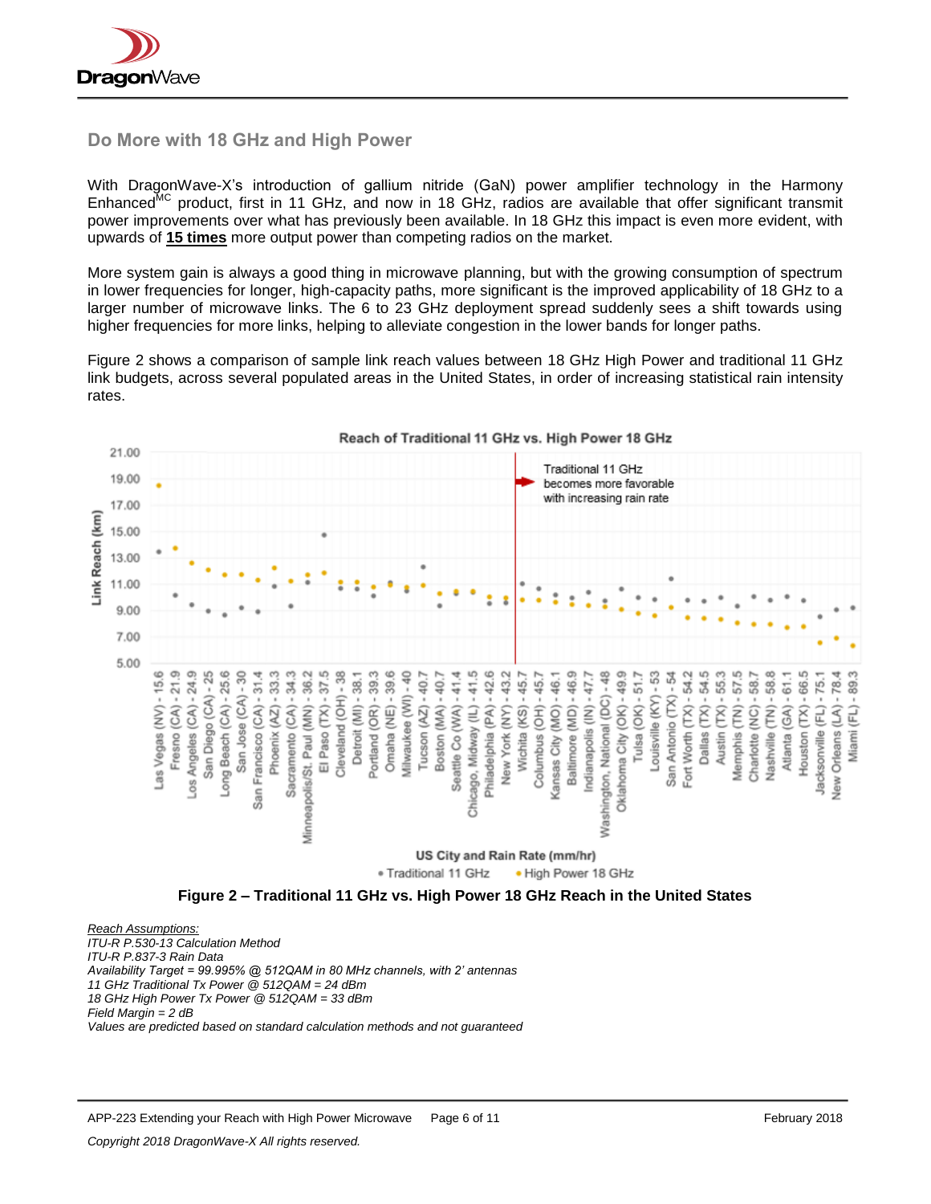## Do More with 18 GHz and High Power

With DragonWave-X's introduction of gallium nitride (GaN) power amplifier technology in the Harmony Enhanced[MC] product, first in 11 GHz, and now in 18 GHz, radios are available that offer significant transmit power improvements over what has previously been available. In 18 GHz this impact is even more evident, with upwards of **15 times** more output power than competing radios on the market.

More system gain is always a good thing in microwave planning, but with the growing consumption of spectrum in lower frequencies for longer, high-capacity paths, more significant is the improved applicability of 18 GHz to a larger number of microwave links. The 6 to 23 GHz deployment spread suddenly sees a shift towards using higher frequencies for more links, helping to alleviate congestion in the lower bands for longer paths.

Figure 2 shows a comparison of sample link reach values between 18 GHz High Power and traditional 11 GHz link budgets, across several populated areas in the United States, in order of increasing statistical rain intensity rates.

**Figure 2 – Traditional 11 GHz vs. High Power 18 GHz Reach in the United States**

*Reach Assumptions:*
*ITU-R P.530-13 Calculation Method*
*ITU-R P.837-3 Rain Data*
*Availability Target = 99.995% @ 512QAM in 80 MHz channels, with 2' antennas*
*11 GHz Traditional Tx Power @ 512QAM = 24 dBm*
*18 GHz High Power Tx Power @ 512QAM = 33 dBm*
*Field Margin = 2 dB*
*Values are predicted based on standard calculation methods and not guaranteed*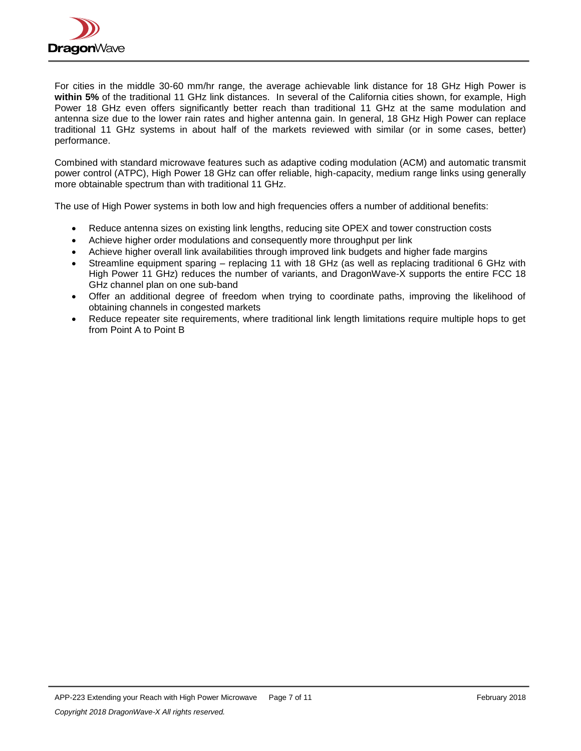For cities in the middle 30-60 mm/hr range, the average achievable link distance for 18 GHz High Power is **within 5%** of the traditional 11 GHz link distances. In several of the California cities shown, for example, High Power 18 GHz even offers significantly better reach than traditional 11 GHz at the same modulation and antenna size due to the lower rain rates and higher antenna gain. In general, 18 GHz High Power can replace traditional 11 GHz systems in about half of the markets reviewed with similar (or in some cases, better) performance.

Combined with standard microwave features such as adaptive coding modulation (ACM) and automatic transmit power control (ATPC), High Power 18 GHz can offer reliable, high-capacity, medium range links using generally more obtainable spectrum than with traditional 11 GHz.

The use of High Power systems in both low and high frequencies offers a number of additional benefits:

- Reduce antenna sizes on existing link lengths, reducing site OPEX and tower construction costs
- Achieve higher order modulations and consequently more throughput per link
- Achieve higher overall link availabilities through improved link budgets and higher fade margins
- Streamline equipment sparing – replacing 11 with 18 GHz (as well as replacing traditional 6 GHz with High Power 11 GHz) reduces the number of variants, and DragonWave-X supports the entire FCC 18 GHz channel plan on one sub-band
- Offer an additional degree of freedom when trying to coordinate paths, improving the likelihood of obtaining channels in congested markets
- Reduce repeater site requirements, where traditional link length limitations require multiple hops to get from Point A to Point B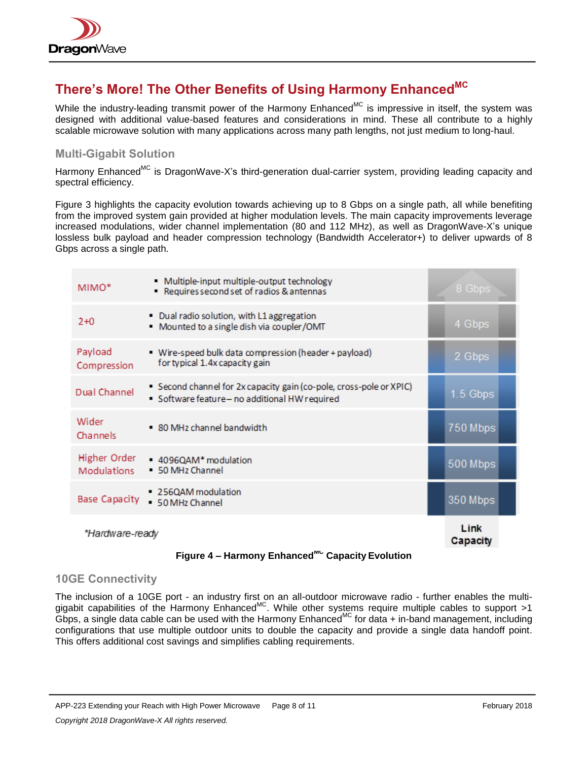## There's More! The Other Benefits of Using Harmony Enhanced[MC]

While the industry-leading transmit power of the Harmony Enhanced[MC] is impressive in itself, the system was designed with additional value-based features and considerations in mind. These all contribute to a highly scalable microwave solution with many applications across many path lengths, not just medium to long-haul.

### Multi-Gigabit Solution

Harmony Enhanced[MC] is DragonWave-X's third-generation dual-carrier system, providing leading capacity and spectral efficiency.

Figure 3 highlights the capacity evolution towards achieving up to 8 Gbps on a single path, all while benefiting from the improved system gain provided at higher modulation levels. The main capacity improvements leverage increased modulations, wider channel implementation (80 and 112 MHz), as well as DragonWave-X's unique lossless bulk payload and header compression technology (Bandwidth Accelerator+) to deliver upwards of 8 Gbps across a single path.

| | | Link Capacity |
|---|---|---|
| MIMO* | ▪ Multiple-input multiple-output technology<br>▪ Requires second set of radios & antennas | 8 Gbps |
| 2+0 | ▪ Dual radio solution, with L1 aggregation<br>▪ Mounted to a single dish via coupler/OMT | 4 Gbps |
| Payload Compression | ▪ Wire-speed bulk data compression (header + payload) for typical 1.4x capacity gain | 2 Gbps |
| Dual Channel | ▪ Second channel for 2x capacity gain (co-pole, cross-pole or XPIC)<br>▪ Software feature – no additional HW required | 1.5 Gbps |
| Wider Channels | ▪ 80 MHz channel bandwidth | 750 Mbps |
| Higher Order Modulations | ▪ 4096QAM* modulation<br>▪ 50 MHz Channel | 500 Mbps |
| Base Capacity | ▪ 256QAM modulation<br>▪ 50 MHz Channel | 350 Mbps |

*Hardware-ready

**Figure 4 – Harmony Enhanced[MC] Capacity Evolution**

### 10GE Connectivity

The inclusion of a 10GE port - an industry first on an all-outdoor microwave radio - further enables the multi-gigabit capabilities of the Harmony Enhanced[MC]. While other systems require multiple cables to support >1 Gbps, a single data cable can be used with the Harmony Enhanced[MC] for data + in-band management, including configurations that use multiple outdoor units to double the capacity and provide a single data handoff point. This offers additional cost savings and simplifies cabling requirements.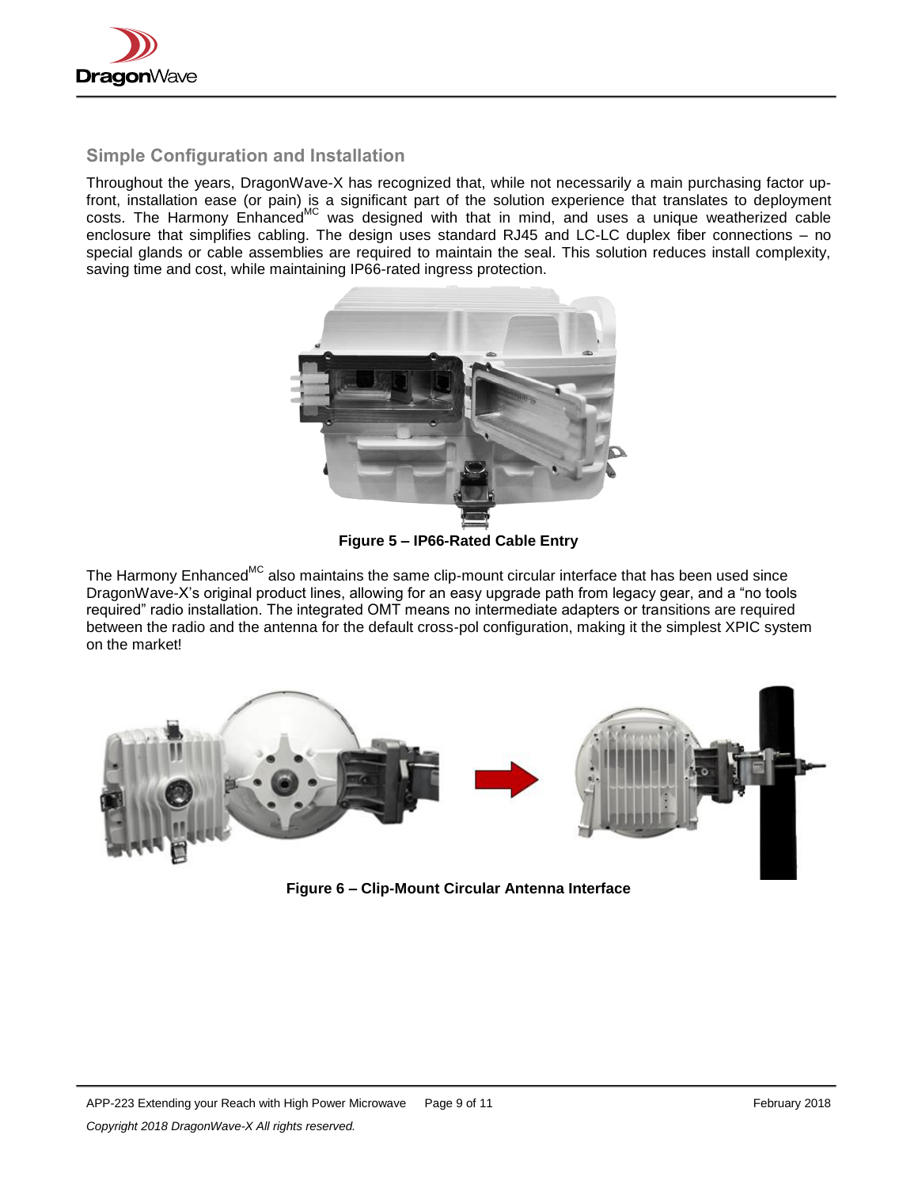## Simple Configuration and Installation

Throughout the years, DragonWave-X has recognized that, while not necessarily a main purchasing factor up-front, installation ease (or pain) is a significant part of the solution experience that translates to deployment costs. The Harmony Enhanced[MC] was designed with that in mind, and uses a unique weatherized cable enclosure that simplifies cabling. The design uses standard RJ45 and LC-LC duplex fiber connections – no special glands or cable assemblies are required to maintain the seal. This solution reduces install complexity, saving time and cost, while maintaining IP66-rated ingress protection.

**Figure 5 – IP66-Rated Cable Entry**

The Harmony Enhanced[MC] also maintains the same clip-mount circular interface that has been used since DragonWave-X's original product lines, allowing for an easy upgrade path from legacy gear, and a "no tools required" radio installation. The integrated OMT means no intermediate adapters or transitions are required between the radio and the antenna for the default cross-pol configuration, making it the simplest XPIC system on the market!

**Figure 6 – Clip-Mount Circular Antenna Interface**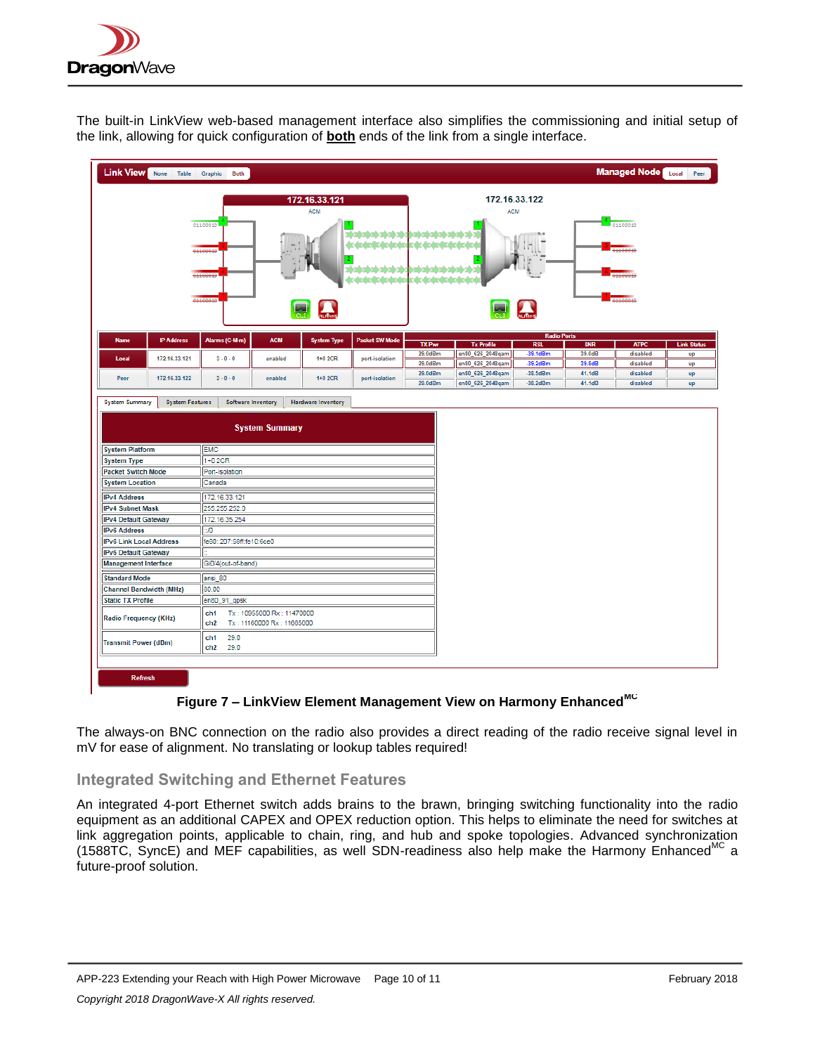The built-in LinkView web-based management interface also simplifies the commissioning and initial setup of the link, allowing for quick configuration of **both** ends of the link from a single interface.

Figure 7 – LinkView Element Management View on Harmony Enhanced[MC]

The always-on BNC connection on the radio also provides a direct reading of the radio receive signal level in mV for ease of alignment. No translating or lookup tables required!

## Integrated Switching and Ethernet Features

An integrated 4-port Ethernet switch adds brains to the brawn, bringing switching functionality into the radio equipment as an additional CAPEX and OPEX reduction option. This helps to eliminate the need for switches at link aggregation points, applicable to chain, ring, and hub and spoke topologies. Advanced synchronization (1588TC, SyncE) and MEF capabilities, as well SDN-readiness also help make the Harmony Enhanced[MC] a future-proof solution.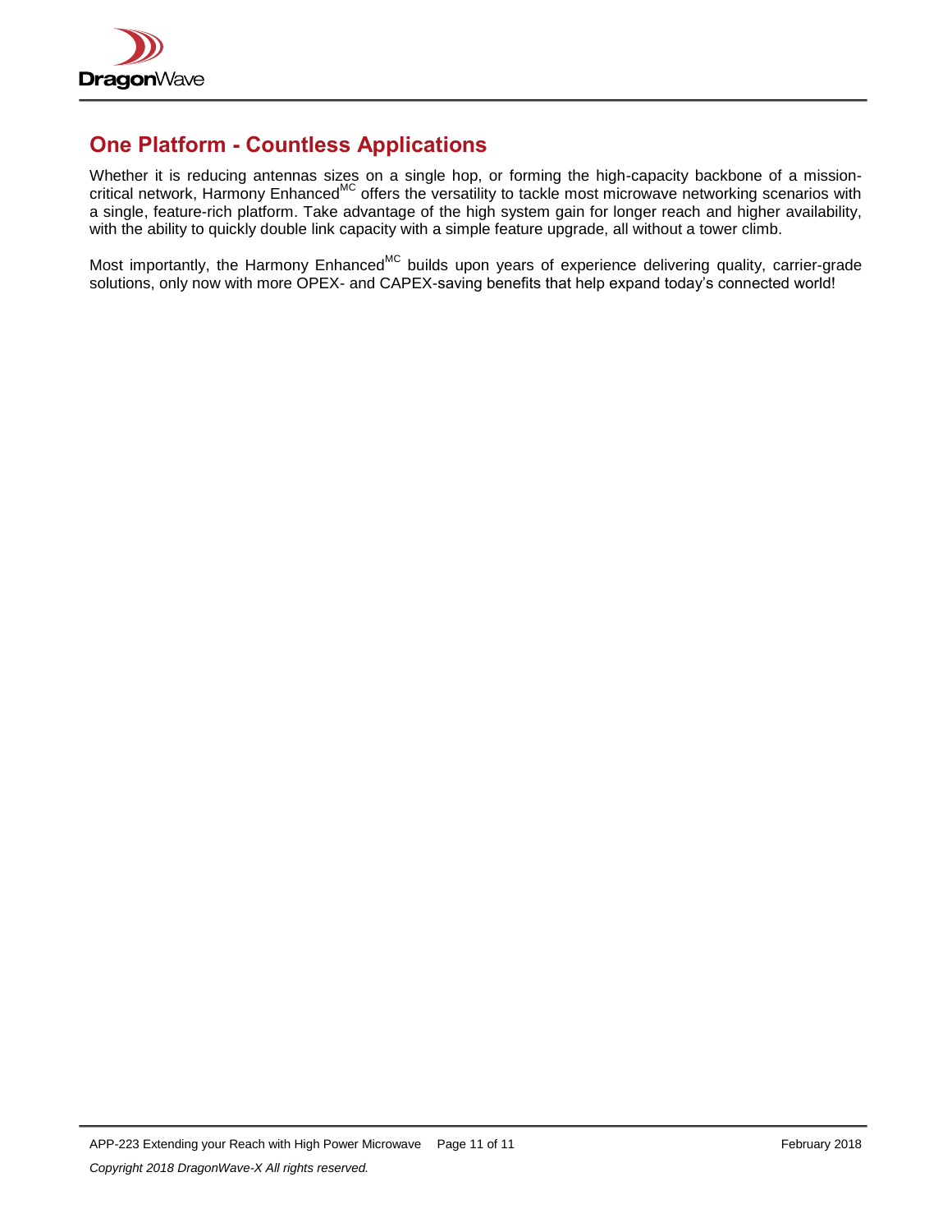## One Platform - Countless Applications

Whether it is reducing antennas sizes on a single hop, or forming the high-capacity backbone of a mission-critical network, Harmony Enhanced[MC] offers the versatility to tackle most microwave networking scenarios with a single, feature-rich platform. Take advantage of the high system gain for longer reach and higher availability, with the ability to quickly double link capacity with a simple feature upgrade, all without a tower climb.

Most importantly, the Harmony Enhanced[MC] builds upon years of experience delivering quality, carrier-grade solutions, only now with more OPEX- and CAPEX-saving benefits that help expand today's connected world!